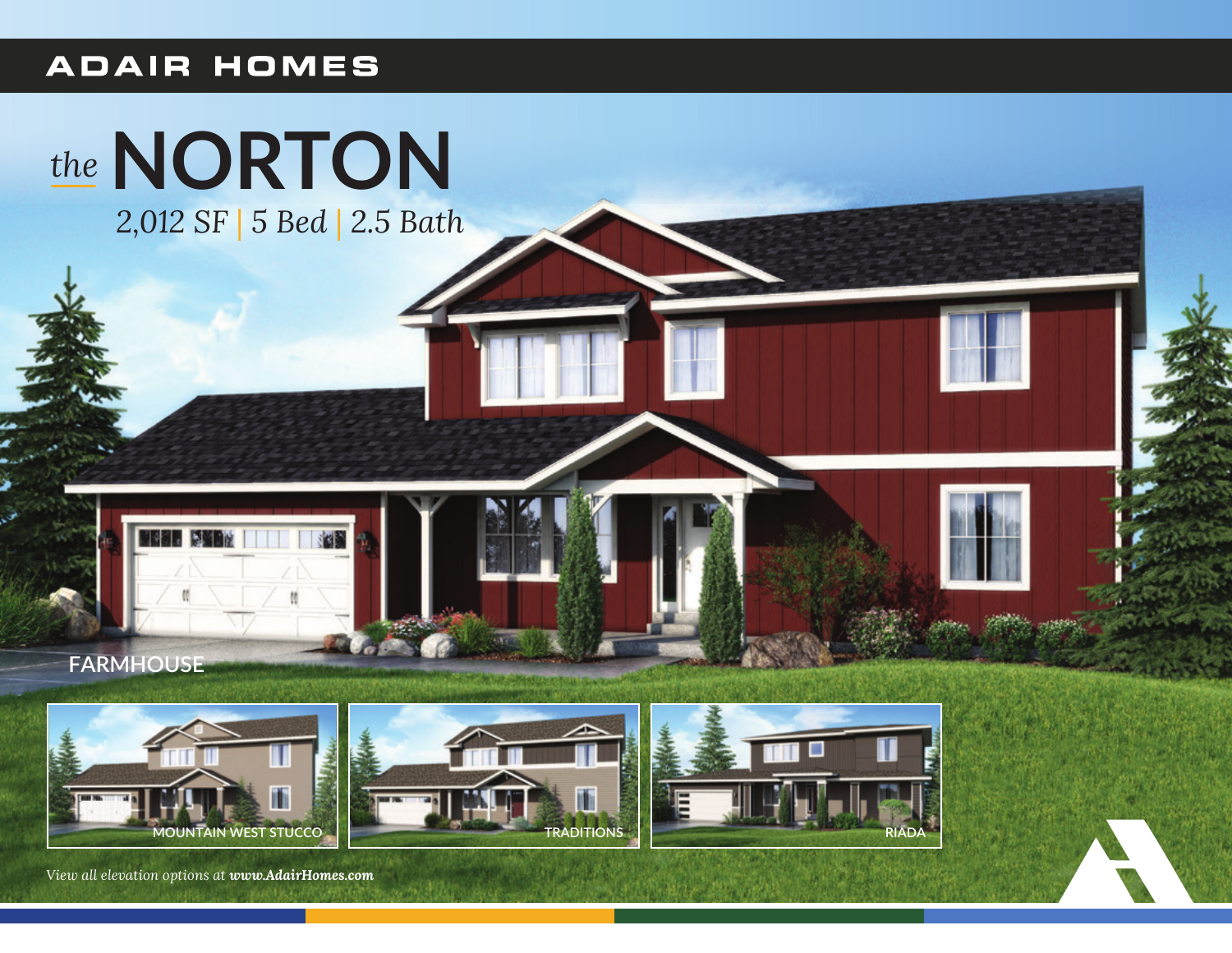ADAIR HOMES

# *the* NORTON

*2,012 SF | 5 Bed | 2.5 Bath*

FARMHOUSE

MOUNTAIN WEST STUCCO

TRADITIONS

RIADA

*View all elevation options at **www.AdairHomes.com***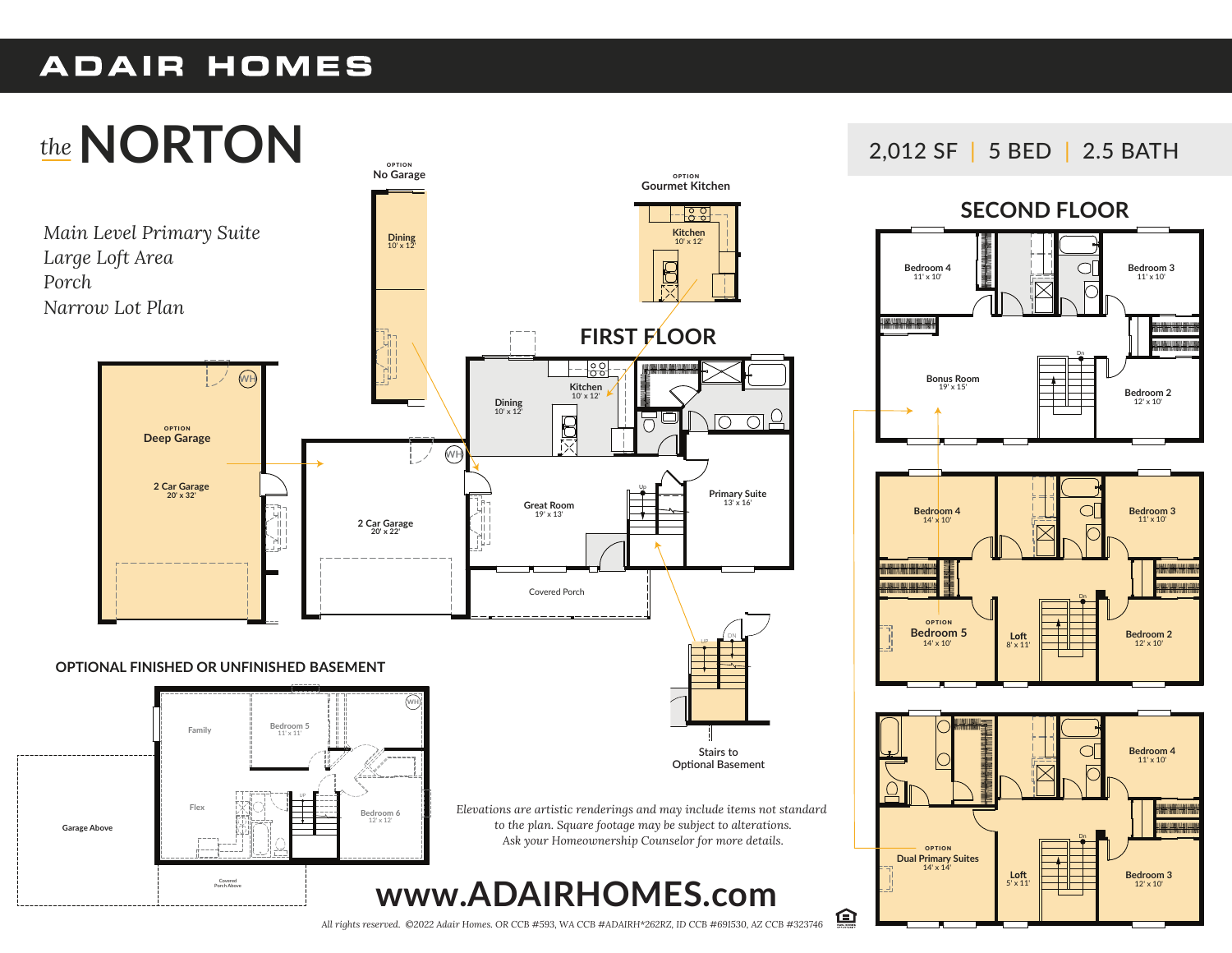ADAIR HOMES

# *the* NORTON

2,012 SF | 5 BED | 2.5 BATH

*Main Level Primary Suite*
*Large Loft Area*
*Porch*
*Narrow Lot Plan*

## FIRST FLOOR

Dining
10' x 12'

Kitchen
10' x 12'

Great Room
19' x 13'

Primary Suite
13' x 16'

2 Car Garage
20' x 22'

WH

Up

Covered Porch

OPTION
**No Garage**

Dining
10' x 12'

OPTION
**Gourmet Kitchen**

Kitchen
10' x 12'

OPTION
**Deep Garage**

2 Car Garage
20' x 32'

WH

UP

DN

Stairs to
Optional Basement

## SECOND FLOOR

Bedroom 4
11' x 10'

Bedroom 3
11' x 10'

Bonus Room
19' x 15'

Bedroom 2
12' x 10'

Dn

Bedroom 4
14' x 10'

Bedroom 3
11' x 10'

OPTION
**Bedroom 5**
14' x 10'

Loft
8' x 11'

Bedroom 2
12' x 10'

Dn

Bedroom 4
11' x 10'

OPTION
**Dual Primary Suites**
14' x 14'

Loft
5' x 11'

Bedroom 3
12' x 10'

Dn

## OPTIONAL FINISHED OR UNFINISHED BASEMENT

Family

Bedroom 5
11' x 11'

WH

Flex

UP

Bedroom 6
12' x 12'

Garage Above

Covered
Porch Above

*Elevations are artistic renderings and may include items not standard to the plan. Square footage may be subject to alterations. Ask your Homeownership Counselor for more details.*

**www.ADAIRHOMES.com**

*All rights reserved. ©2022 Adair Homes. OR CCB #593, WA CCB #ADAIRH*262RZ, ID CCB #691530, AZ CCB #323746*